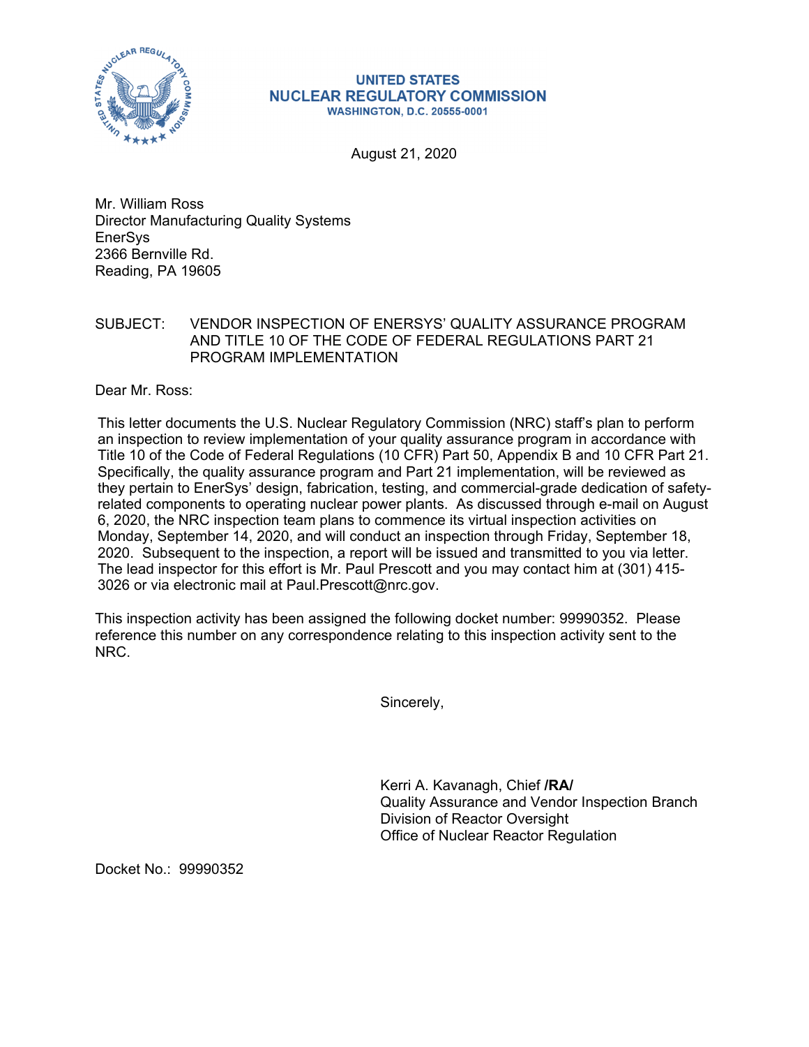**UNITED STATES**
**NUCLEAR REGULATORY COMMISSION**
**WASHINGTON, D.C. 20555-0001**

August 21, 2020

Mr. William Ross
Director Manufacturing Quality Systems
EnerSys
2366 Bernville Rd.
Reading, PA 19605

SUBJECT: VENDOR INSPECTION OF ENERSYS' QUALITY ASSURANCE PROGRAM AND TITLE 10 OF THE CODE OF FEDERAL REGULATIONS PART 21 PROGRAM IMPLEMENTATION

Dear Mr. Ross:

This letter documents the U.S. Nuclear Regulatory Commission (NRC) staff's plan to perform an inspection to review implementation of your quality assurance program in accordance with Title 10 of the Code of Federal Regulations (10 CFR) Part 50, Appendix B and 10 CFR Part 21. Specifically, the quality assurance program and Part 21 implementation, will be reviewed as they pertain to EnerSys' design, fabrication, testing, and commercial-grade dedication of safety-related components to operating nuclear power plants. As discussed through e-mail on August 6, 2020, the NRC inspection team plans to commence its virtual inspection activities on Monday, September 14, 2020, and will conduct an inspection through Friday, September 18, 2020. Subsequent to the inspection, a report will be issued and transmitted to you via letter. The lead inspector for this effort is Mr. Paul Prescott and you may contact him at (301) 415-3026 or via electronic mail at Paul.Prescott@nrc.gov.

This inspection activity has been assigned the following docket number: 99990352. Please reference this number on any correspondence relating to this inspection activity sent to the NRC.

Sincerely,

Kerri A. Kavanagh, Chief **/RA/**
Quality Assurance and Vendor Inspection Branch
Division of Reactor Oversight
Office of Nuclear Reactor Regulation

Docket No.: 99990352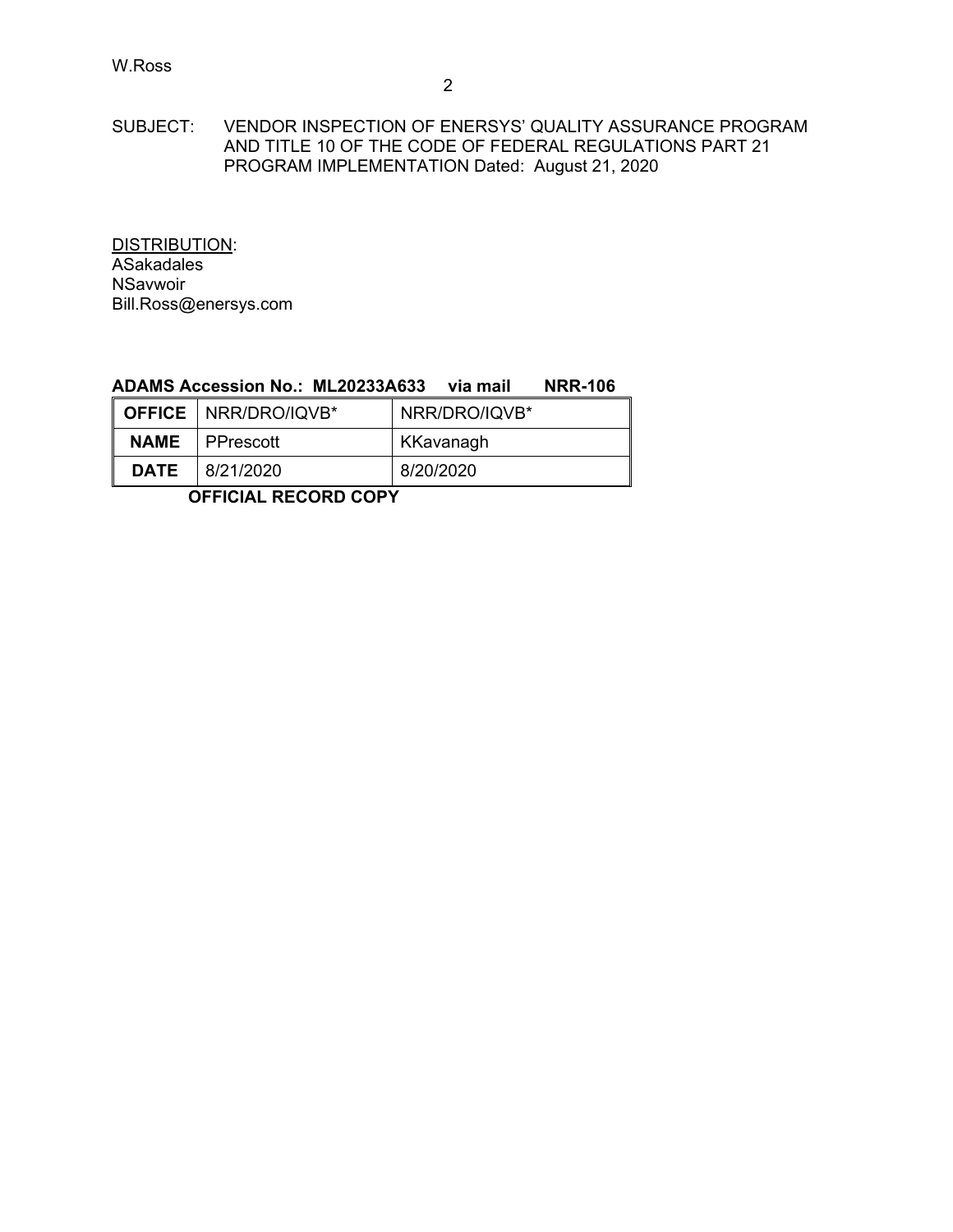SUBJECT: VENDOR INSPECTION OF ENERSYS' QUALITY ASSURANCE PROGRAM AND TITLE 10 OF THE CODE OF FEDERAL REGULATIONS PART 21 PROGRAM IMPLEMENTATION Dated: August 21, 2020

DISTRIBUTION:
ASakadales
NSavwoir
Bill.Ross@enersys.com

**ADAMS Accession No.: ML20233A633 via mail NRR-106**

| | | |
|---|---|---|
| **OFFICE** | NRR/DRO/IQVB* | NRR/DRO/IQVB* |
| **NAME** | PPrescott | KKavanagh |
| **DATE** | 8/21/2020 | 8/20/2020 |

**OFFICIAL RECORD COPY**